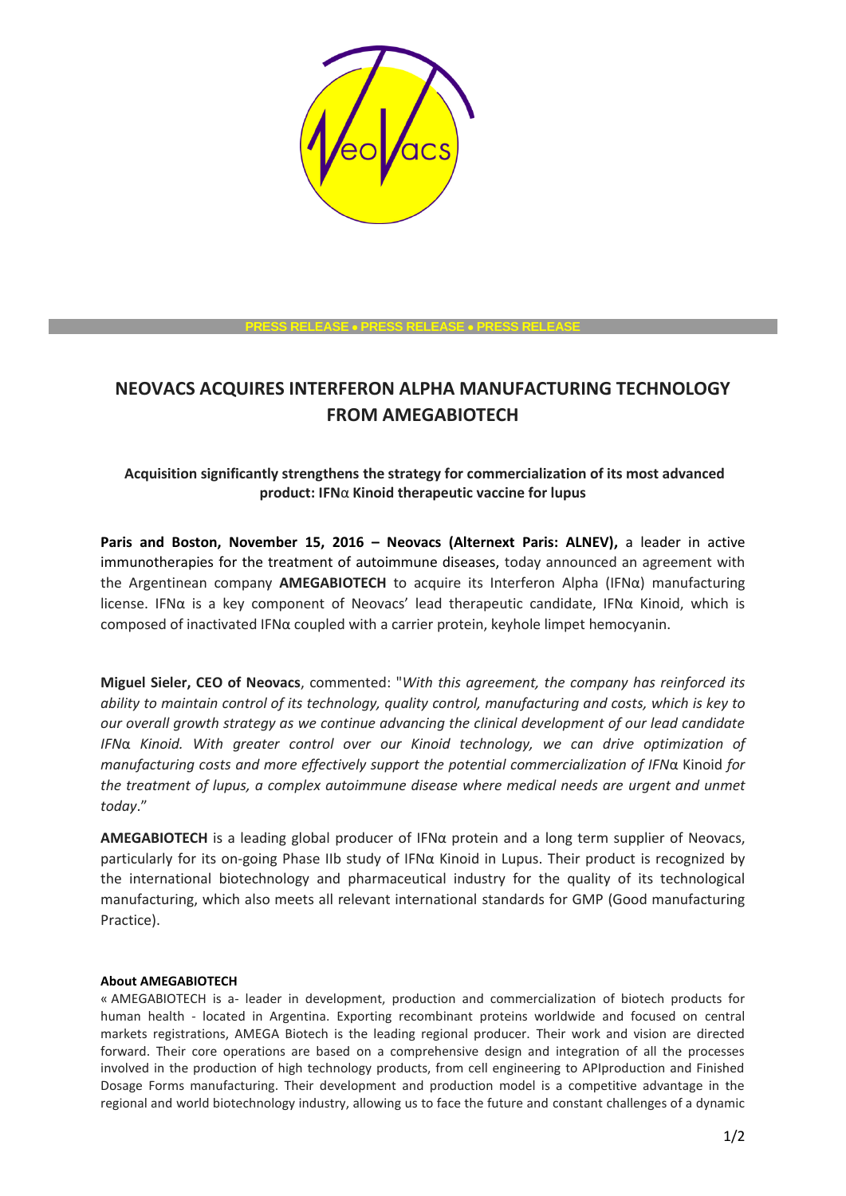PRESS RELEASE • PRESS RELEASE • PRESS RELEASE

# NEOVACS ACQUIRES INTERFERON ALPHA MANUFACTURING TECHNOLOGY FROM AMEGABIOTECH

**Acquisition significantly strengthens the strategy for commercialization of its most advanced product: IFNα Kinoid therapeutic vaccine for lupus**

**Paris and Boston, November 15, 2016 – Neovacs (Alternext Paris: ALNEV),** a leader in active immunotherapies for the treatment of autoimmune diseases, today announced an agreement with the Argentinean company **AMEGABIOTECH** to acquire its Interferon Alpha (IFNα) manufacturing license. IFNα is a key component of Neovacs' lead therapeutic candidate, IFNα Kinoid, which is composed of inactivated IFNα coupled with a carrier protein, keyhole limpet hemocyanin.

**Miguel Sieler, CEO of Neovacs**, commented: "*With this agreement, the company has reinforced its ability to maintain control of its technology, quality control, manufacturing and costs, which is key to our overall growth strategy as we continue advancing the clinical development of our lead candidate IFNα Kinoid. With greater control over our Kinoid technology, we can drive optimization of manufacturing costs and more effectively support the potential commercialization of IFNα* Kinoid *for the treatment of lupus, a complex autoimmune disease where medical needs are urgent and unmet today*."

**AMEGABIOTECH** is a leading global producer of IFNα protein and a long term supplier of Neovacs, particularly for its on-going Phase IIb study of IFNα Kinoid in Lupus. Their product is recognized by the international biotechnology and pharmaceutical industry for the quality of its technological manufacturing, which also meets all relevant international standards for GMP (Good manufacturing Practice).

**About AMEGABIOTECH**

« AMEGABIOTECH is a- leader in development, production and commercialization of biotech products for human health - located in Argentina. Exporting recombinant proteins worldwide and focused on central markets registrations, AMEGA Biotech is the leading regional producer. Their work and vision are directed forward. Their core operations are based on a comprehensive design and integration of all the processes involved in the production of high technology products, from cell engineering to APIproduction and Finished Dosage Forms manufacturing. Their development and production model is a competitive advantage in the regional and world biotechnology industry, allowing us to face the future and constant challenges of a dynamic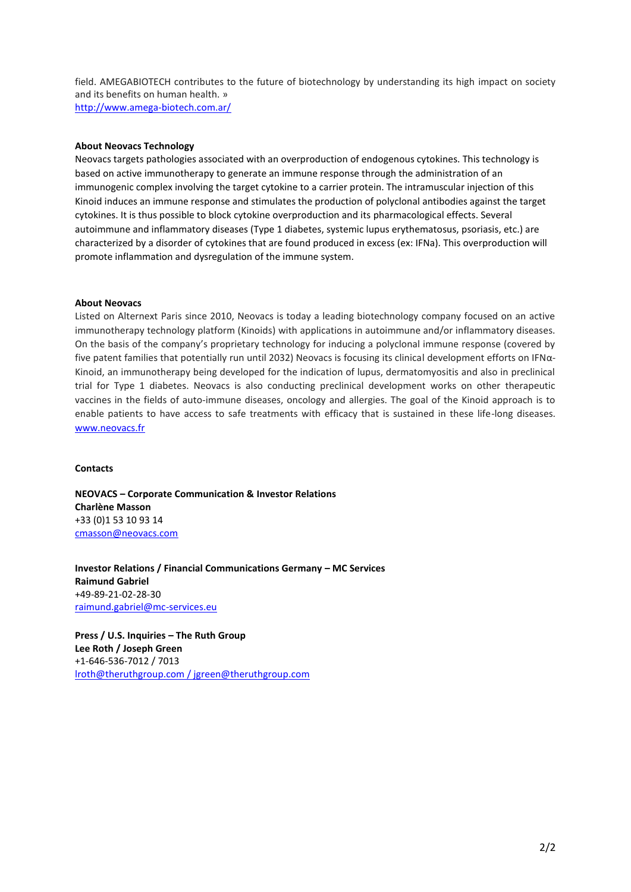field. AMEGABIOTECH contributes to the future of biotechnology by understanding its high impact on society and its benefits on human health. »
http://www.amega-biotech.com.ar/

**About Neovacs Technology**

Neovacs targets pathologies associated with an overproduction of endogenous cytokines. This technology is based on active immunotherapy to generate an immune response through the administration of an immunogenic complex involving the target cytokine to a carrier protein. The intramuscular injection of this Kinoid induces an immune response and stimulates the production of polyclonal antibodies against the target cytokines. It is thus possible to block cytokine overproduction and its pharmacological effects. Several autoimmune and inflammatory diseases (Type 1 diabetes, systemic lupus erythematosus, psoriasis, etc.) are characterized by a disorder of cytokines that are found produced in excess (ex: IFNa). This overproduction will promote inflammation and dysregulation of the immune system.

**About Neovacs**

Listed on Alternext Paris since 2010, Neovacs is today a leading biotechnology company focused on an active immunotherapy technology platform (Kinoids) with applications in autoimmune and/or inflammatory diseases. On the basis of the company's proprietary technology for inducing a polyclonal immune response (covered by five patent families that potentially run until 2032) Neovacs is focusing its clinical development efforts on IFNα-Kinoid, an immunotherapy being developed for the indication of lupus, dermatomyositis and also in preclinical trial for Type 1 diabetes. Neovacs is also conducting preclinical development works on other therapeutic vaccines in the fields of auto-immune diseases, oncology and allergies. The goal of the Kinoid approach is to enable patients to have access to safe treatments with efficacy that is sustained in these life-long diseases. www.neovacs.fr

**Contacts**

**NEOVACS – Corporate Communication & Investor Relations**
**Charlène Masson**
+33 (0)1 53 10 93 14
cmasson@neovacs.com

**Investor Relations / Financial Communications Germany – MC Services**
**Raimund Gabriel**
+49-89-21-02-28-30
raimund.gabriel@mc-services.eu

**Press / U.S. Inquiries – The Ruth Group**
**Lee Roth / Joseph Green**
+1-646-536-7012 / 7013
lroth@theruthgroup.com / jgreen@theruthgroup.com